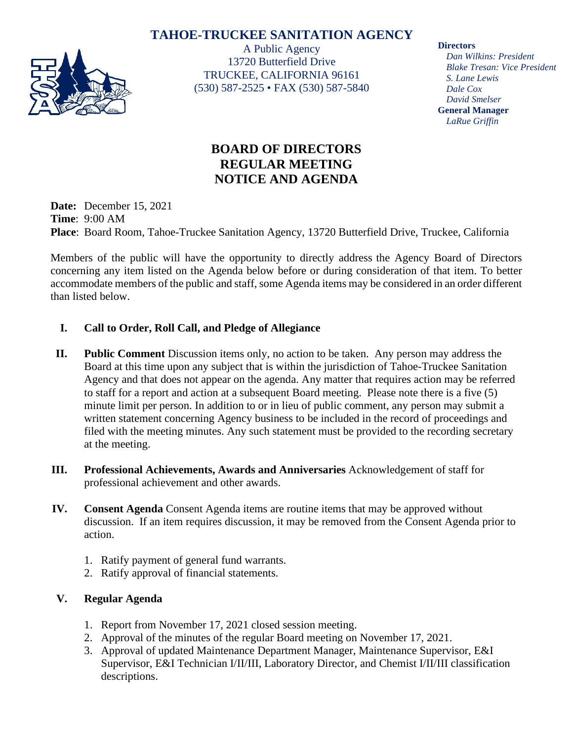# TAHOE-TRUCKEE SANITATION AGENCY

A Public Agency
13720 Butterfield Drive
TRUCKEE, CALIFORNIA 96161
(530) 587-2525 • FAX (530) 587-5840

**Directors**
*Dan Wilkins: President*
*Blake Tresan: Vice President*
*S. Lane Lewis*
*Dale Cox*
*David Smelser*
**General Manager**
*LaRue Griffin*

## BOARD OF DIRECTORS
## REGULAR MEETING
## NOTICE AND AGENDA

**Date:** December 15, 2021
**Time**: 9:00 AM
**Place**: Board Room, Tahoe-Truckee Sanitation Agency, 13720 Butterfield Drive, Truckee, California

Members of the public will have the opportunity to directly address the Agency Board of Directors concerning any item listed on the Agenda below before or during consideration of that item. To better accommodate members of the public and staff, some Agenda items may be considered in an order different than listed below.

**I. Call to Order, Roll Call, and Pledge of Allegiance**

**II. Public Comment** Discussion items only, no action to be taken. Any person may address the Board at this time upon any subject that is within the jurisdiction of Tahoe-Truckee Sanitation Agency and that does not appear on the agenda. Any matter that requires action may be referred to staff for a report and action at a subsequent Board meeting. Please note there is a five (5) minute limit per person. In addition to or in lieu of public comment, any person may submit a written statement concerning Agency business to be included in the record of proceedings and filed with the meeting minutes. Any such statement must be provided to the recording secretary at the meeting.

**III. Professional Achievements, Awards and Anniversaries** Acknowledgement of staff for professional achievement and other awards.

**IV. Consent Agenda** Consent Agenda items are routine items that may be approved without discussion. If an item requires discussion, it may be removed from the Consent Agenda prior to action.

1. Ratify payment of general fund warrants.
2. Ratify approval of financial statements.

**V. Regular Agenda**

1. Report from November 17, 2021 closed session meeting.
2. Approval of the minutes of the regular Board meeting on November 17, 2021.
3. Approval of updated Maintenance Department Manager, Maintenance Supervisor, E&I Supervisor, E&I Technician I/II/III, Laboratory Director, and Chemist I/II/III classification descriptions.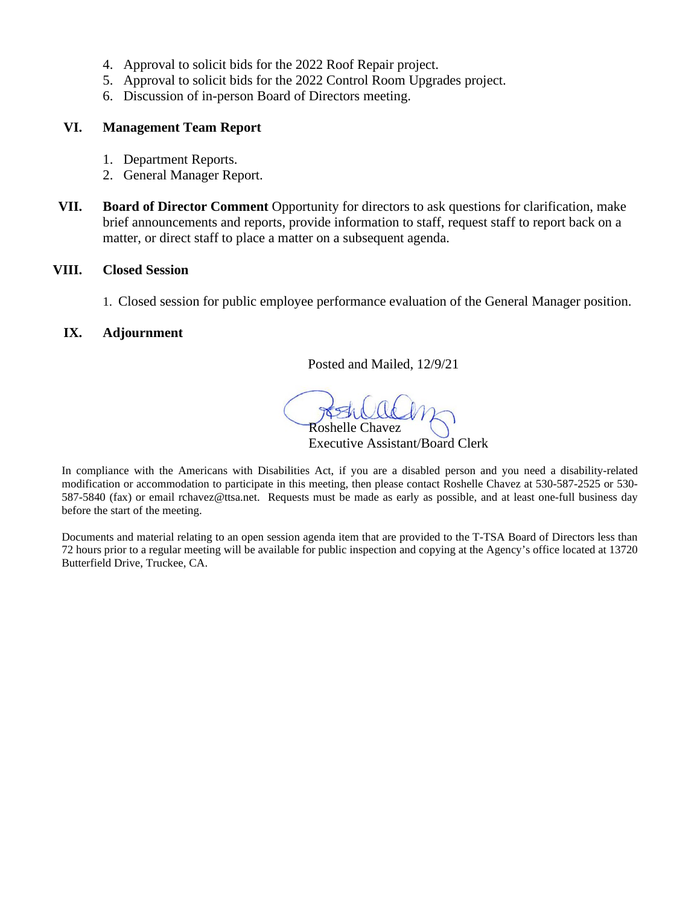4. Approval to solicit bids for the 2022 Roof Repair project.
5. Approval to solicit bids for the 2022 Control Room Upgrades project.
6. Discussion of in-person Board of Directors meeting.

**VI. Management Team Report**

1. Department Reports.
2. General Manager Report.

**VII. Board of Director Comment** Opportunity for directors to ask questions for clarification, make brief announcements and reports, provide information to staff, request staff to report back on a matter, or direct staff to place a matter on a subsequent agenda.

**VIII. Closed Session**

1. Closed session for public employee performance evaluation of the General Manager position.

**IX. Adjournment**

Posted and Mailed, 12/9/21

Roshelle Chavez
Executive Assistant/Board Clerk

In compliance with the Americans with Disabilities Act, if you are a disabled person and you need a disability-related modification or accommodation to participate in this meeting, then please contact Roshelle Chavez at 530-587-2525 or 530-587-5840 (fax) or email rchavez@ttsa.net. Requests must be made as early as possible, and at least one-full business day before the start of the meeting.

Documents and material relating to an open session agenda item that are provided to the T-TSA Board of Directors less than 72 hours prior to a regular meeting will be available for public inspection and copying at the Agency's office located at 13720 Butterfield Drive, Truckee, CA.